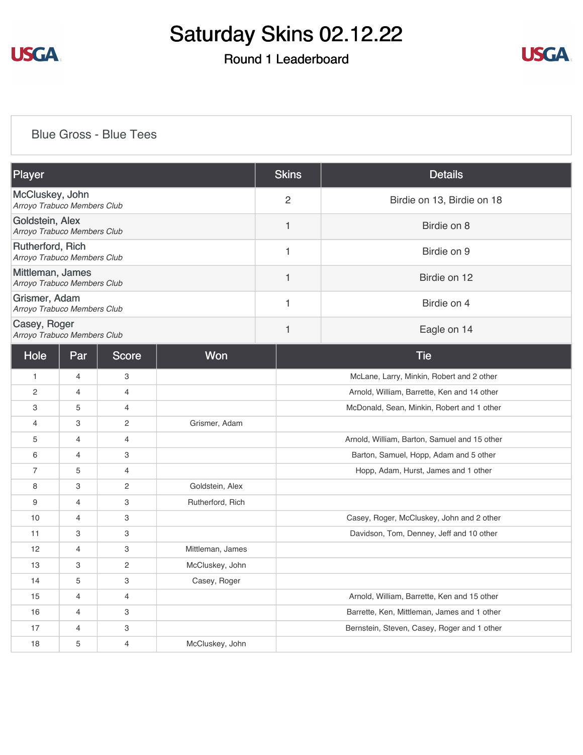# Saturday Skins 02.12.22

## Round 1 Leaderboard

### Blue Gross - Blue Tees

| Player | Skins | Details |
|---|---|---|
| McCluskey, John<br>*Arroyo Trabuco Members Club* | 2 | Birdie on 13, Birdie on 18 |
| Goldstein, Alex<br>*Arroyo Trabuco Members Club* | 1 | Birdie on 8 |
| Rutherford, Rich<br>*Arroyo Trabuco Members Club* | 1 | Birdie on 9 |
| Mittleman, James<br>*Arroyo Trabuco Members Club* | 1 | Birdie on 12 |
| Grismer, Adam<br>*Arroyo Trabuco Members Club* | 1 | Birdie on 4 |
| Casey, Roger<br>*Arroyo Trabuco Members Club* | 1 | Eagle on 14 |

| Hole | Par | Score | Won | Tie |
|---|---|---|---|---|
| 1 | 4 | 3 | | McLane, Larry, Minkin, Robert and 2 other |
| 2 | 4 | 4 | | Arnold, William, Barrette, Ken and 14 other |
| 3 | 5 | 4 | | McDonald, Sean, Minkin, Robert and 1 other |
| 4 | 3 | 2 | Grismer, Adam | |
| 5 | 4 | 4 | | Arnold, William, Barton, Samuel and 15 other |
| 6 | 4 | 3 | | Barton, Samuel, Hopp, Adam and 5 other |
| 7 | 5 | 4 | | Hopp, Adam, Hurst, James and 1 other |
| 8 | 3 | 2 | Goldstein, Alex | |
| 9 | 4 | 3 | Rutherford, Rich | |
| 10 | 4 | 3 | | Casey, Roger, McCluskey, John and 2 other |
| 11 | 3 | 3 | | Davidson, Tom, Denney, Jeff and 10 other |
| 12 | 4 | 3 | Mittleman, James | |
| 13 | 3 | 2 | McCluskey, John | |
| 14 | 5 | 3 | Casey, Roger | |
| 15 | 4 | 4 | | Arnold, William, Barrette, Ken and 15 other |
| 16 | 4 | 3 | | Barrette, Ken, Mittleman, James and 1 other |
| 17 | 4 | 3 | | Bernstein, Steven, Casey, Roger and 1 other |
| 18 | 5 | 4 | McCluskey, John | |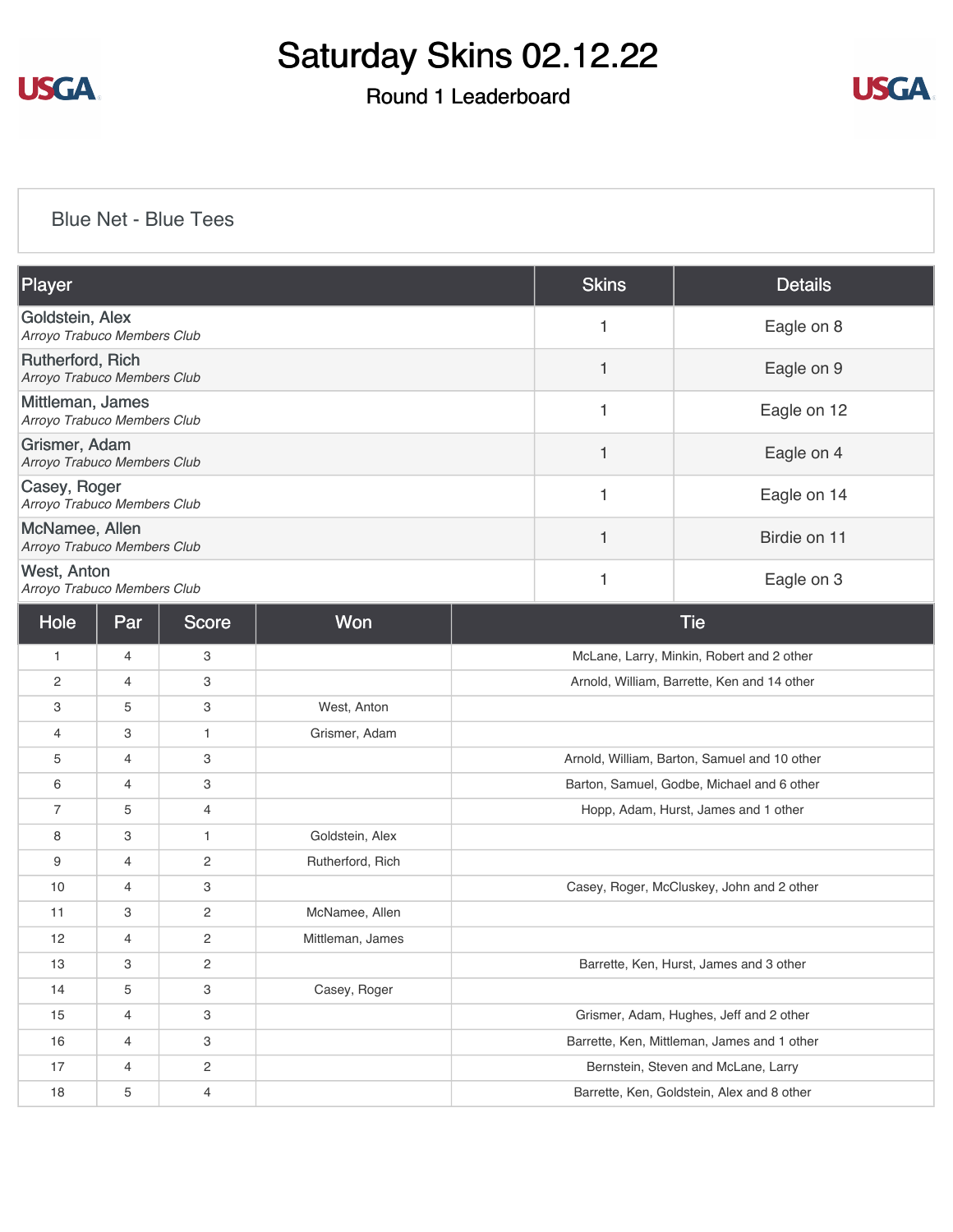# Saturday Skins 02.12.22

## Round 1 Leaderboard

### Blue Net - Blue Tees

| Player | Skins | Details |
|---|---|---|
| Goldstein, Alex<br>*Arroyo Trabuco Members Club* | 1 | Eagle on 8 |
| Rutherford, Rich<br>*Arroyo Trabuco Members Club* | 1 | Eagle on 9 |
| Mittleman, James<br>*Arroyo Trabuco Members Club* | 1 | Eagle on 12 |
| Grismer, Adam<br>*Arroyo Trabuco Members Club* | 1 | Eagle on 4 |
| Casey, Roger<br>*Arroyo Trabuco Members Club* | 1 | Eagle on 14 |
| McNamee, Allen<br>*Arroyo Trabuco Members Club* | 1 | Birdie on 11 |
| West, Anton<br>*Arroyo Trabuco Members Club* | 1 | Eagle on 3 |

| Hole | Par | Score | Won | Tie |
|---|---|---|---|---|
| 1 | 4 | 3 | | McLane, Larry, Minkin, Robert and 2 other |
| 2 | 4 | 3 | | Arnold, William, Barrette, Ken and 14 other |
| 3 | 5 | 3 | West, Anton | |
| 4 | 3 | 1 | Grismer, Adam | |
| 5 | 4 | 3 | | Arnold, William, Barton, Samuel and 10 other |
| 6 | 4 | 3 | | Barton, Samuel, Godbe, Michael and 6 other |
| 7 | 5 | 4 | | Hopp, Adam, Hurst, James and 1 other |
| 8 | 3 | 1 | Goldstein, Alex | |
| 9 | 4 | 2 | Rutherford, Rich | |
| 10 | 4 | 3 | | Casey, Roger, McCluskey, John and 2 other |
| 11 | 3 | 2 | McNamee, Allen | |
| 12 | 4 | 2 | Mittleman, James | |
| 13 | 3 | 2 | | Barrette, Ken, Hurst, James and 3 other |
| 14 | 5 | 3 | Casey, Roger | |
| 15 | 4 | 3 | | Grismer, Adam, Hughes, Jeff and 2 other |
| 16 | 4 | 3 | | Barrette, Ken, Mittleman, James and 1 other |
| 17 | 4 | 2 | | Bernstein, Steven and McLane, Larry |
| 18 | 5 | 4 | | Barrette, Ken, Goldstein, Alex and 8 other |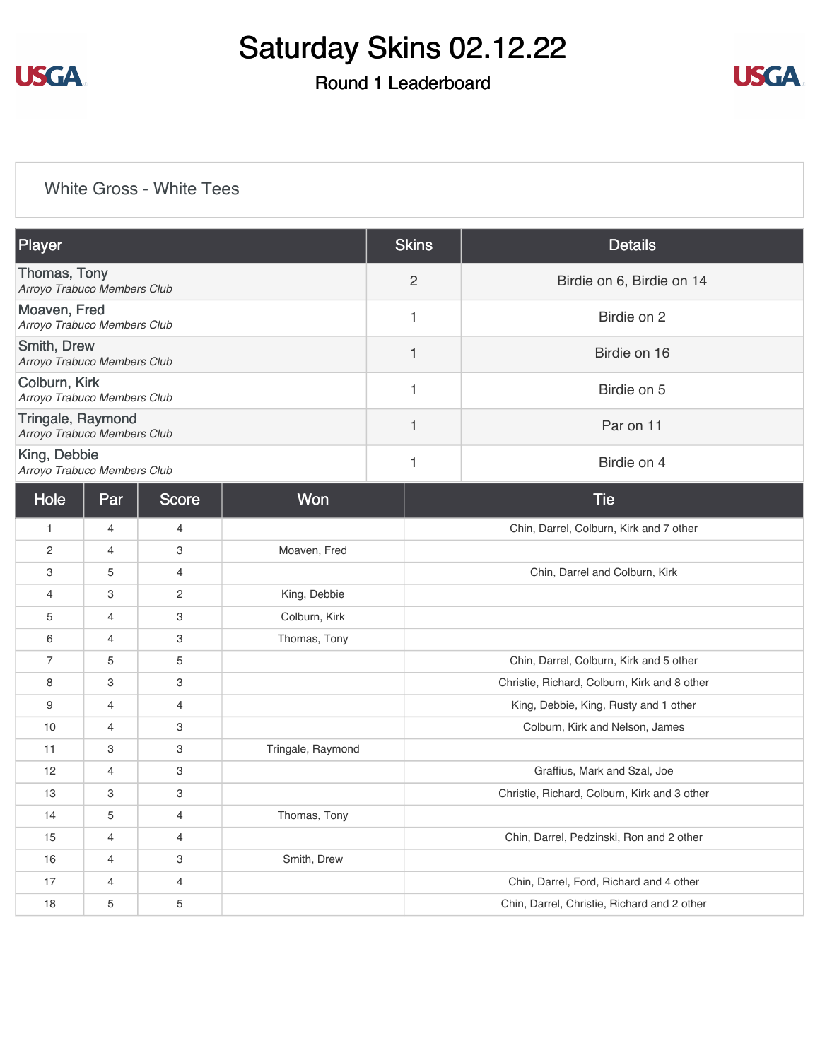# Saturday Skins 02.12.22

## Round 1 Leaderboard

### White Gross - White Tees

| Player | Skins | Details |
|---|---|---|
| Thomas, Tony<br>*Arroyo Trabuco Members Club* | 2 | Birdie on 6, Birdie on 14 |
| Moaven, Fred<br>*Arroyo Trabuco Members Club* | 1 | Birdie on 2 |
| Smith, Drew<br>*Arroyo Trabuco Members Club* | 1 | Birdie on 16 |
| Colburn, Kirk<br>*Arroyo Trabuco Members Club* | 1 | Birdie on 5 |
| Tringale, Raymond<br>*Arroyo Trabuco Members Club* | 1 | Par on 11 |
| King, Debbie<br>*Arroyo Trabuco Members Club* | 1 | Birdie on 4 |

| Hole | Par | Score | Won | Tie |
|---|---|---|---|---|
| 1 | 4 | 4 | | Chin, Darrel, Colburn, Kirk and 7 other |
| 2 | 4 | 3 | Moaven, Fred | |
| 3 | 5 | 4 | | Chin, Darrel and Colburn, Kirk |
| 4 | 3 | 2 | King, Debbie | |
| 5 | 4 | 3 | Colburn, Kirk | |
| 6 | 4 | 3 | Thomas, Tony | |
| 7 | 5 | 5 | | Chin, Darrel, Colburn, Kirk and 5 other |
| 8 | 3 | 3 | | Christie, Richard, Colburn, Kirk and 8 other |
| 9 | 4 | 4 | | King, Debbie, King, Rusty and 1 other |
| 10 | 4 | 3 | | Colburn, Kirk and Nelson, James |
| 11 | 3 | 3 | Tringale, Raymond | |
| 12 | 4 | 3 | | Graffius, Mark and Szal, Joe |
| 13 | 3 | 3 | | Christie, Richard, Colburn, Kirk and 3 other |
| 14 | 5 | 4 | Thomas, Tony | |
| 15 | 4 | 4 | | Chin, Darrel, Pedzinski, Ron and 2 other |
| 16 | 4 | 3 | Smith, Drew | |
| 17 | 4 | 4 | | Chin, Darrel, Ford, Richard and 4 other |
| 18 | 5 | 5 | | Chin, Darrel, Christie, Richard and 2 other |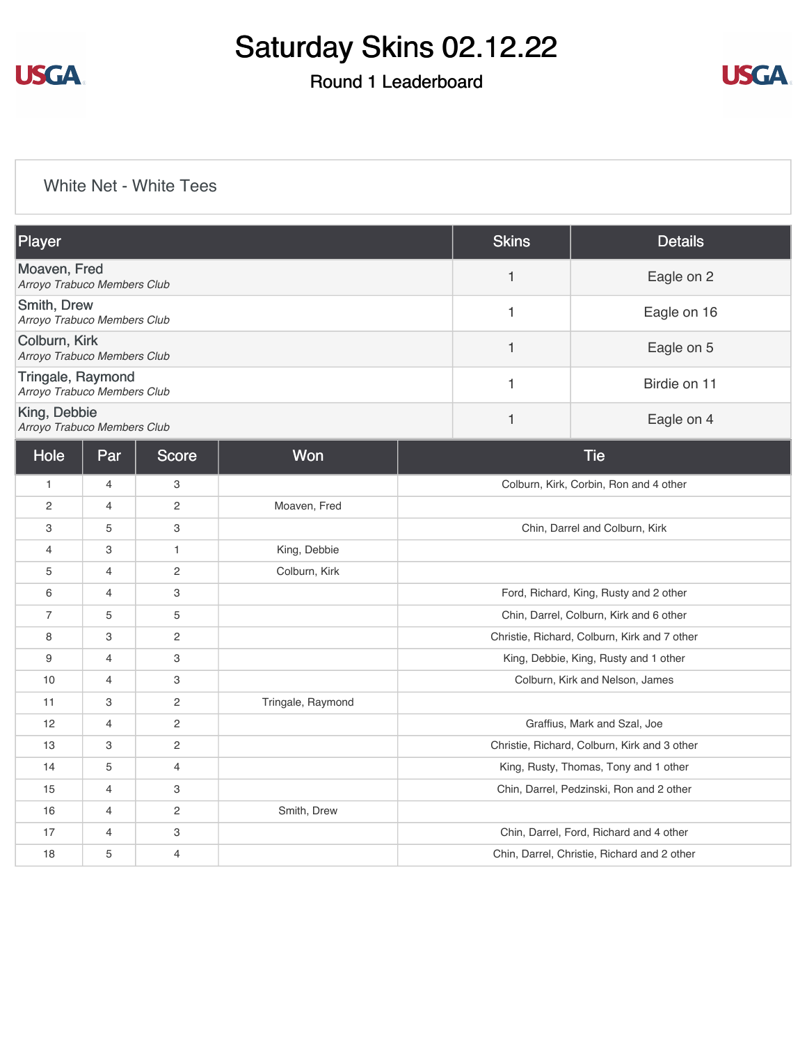# Saturday Skins 02.12.22

## Round 1 Leaderboard

### White Net - White Tees

| Player | Skins | Details |
|---|---|---|
| Moaven, Fred<br>*Arroyo Trabuco Members Club* | 1 | Eagle on 2 |
| Smith, Drew<br>*Arroyo Trabuco Members Club* | 1 | Eagle on 16 |
| Colburn, Kirk<br>*Arroyo Trabuco Members Club* | 1 | Eagle on 5 |
| Tringale, Raymond<br>*Arroyo Trabuco Members Club* | 1 | Birdie on 11 |
| King, Debbie<br>*Arroyo Trabuco Members Club* | 1 | Eagle on 4 |

| Hole | Par | Score | Won | Tie |
|---|---|---|---|---|
| 1 | 4 | 3 | | Colburn, Kirk, Corbin, Ron and 4 other |
| 2 | 4 | 2 | Moaven, Fred | |
| 3 | 5 | 3 | | Chin, Darrel and Colburn, Kirk |
| 4 | 3 | 1 | King, Debbie | |
| 5 | 4 | 2 | Colburn, Kirk | |
| 6 | 4 | 3 | | Ford, Richard, King, Rusty and 2 other |
| 7 | 5 | 5 | | Chin, Darrel, Colburn, Kirk and 6 other |
| 8 | 3 | 2 | | Christie, Richard, Colburn, Kirk and 7 other |
| 9 | 4 | 3 | | King, Debbie, King, Rusty and 1 other |
| 10 | 4 | 3 | | Colburn, Kirk and Nelson, James |
| 11 | 3 | 2 | Tringale, Raymond | |
| 12 | 4 | 2 | | Graffius, Mark and Szal, Joe |
| 13 | 3 | 2 | | Christie, Richard, Colburn, Kirk and 3 other |
| 14 | 5 | 4 | | King, Rusty, Thomas, Tony and 1 other |
| 15 | 4 | 3 | | Chin, Darrel, Pedzinski, Ron and 2 other |
| 16 | 4 | 2 | Smith, Drew | |
| 17 | 4 | 3 | | Chin, Darrel, Ford, Richard and 4 other |
| 18 | 5 | 4 | | Chin, Darrel, Christie, Richard and 2 other |